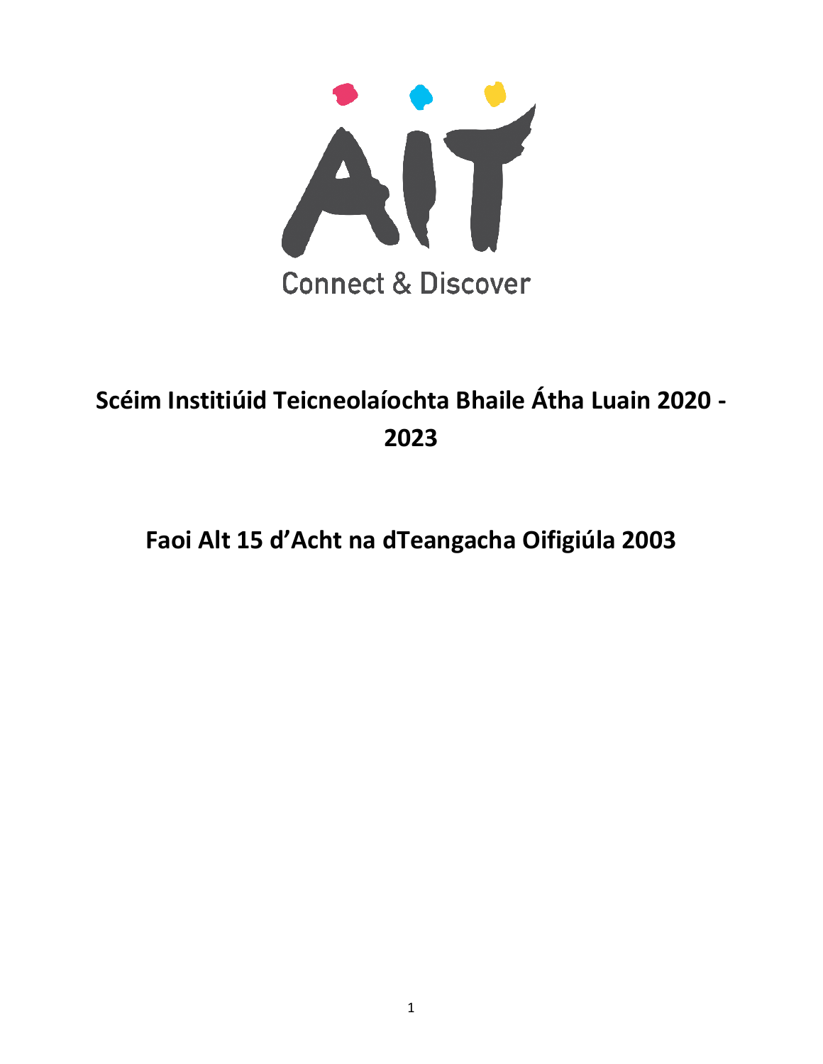AIT

Connect & Discover

# Scéim Institiúid Teicneolaíochta Bhaile Átha Luain 2020 - 2023

## Faoi Alt 15 d'Acht na dTeangacha Oifigiúla 2003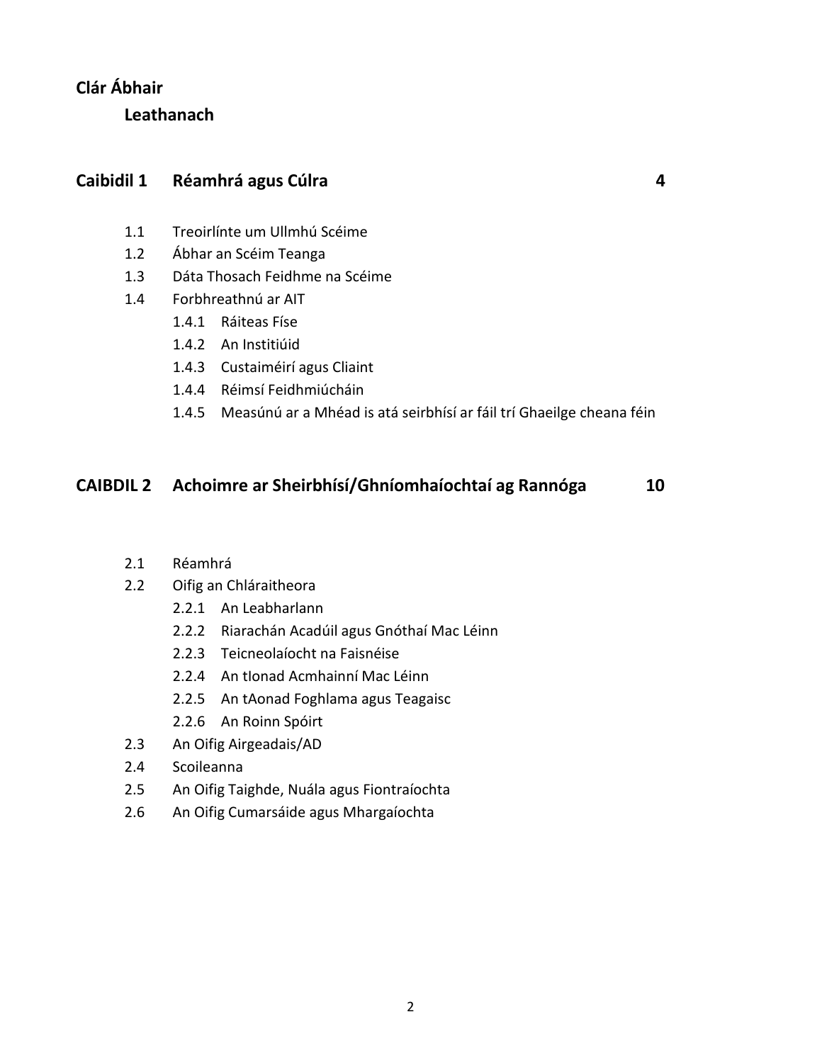**Clár Ábhair**

**Leathanach**

**Caibidil 1 Réamhrá agus Cúlra 4**

- 1.1 Treoirlínte um Ullmhú Scéime
- 1.2 Ábhar an Scéim Teanga
- 1.3 Dáta Thosach Feidhme na Scéime
- 1.4 Forbhreathnú ar AIT
  - 1.4.1 Ráiteas Físe
  - 1.4.2 An Institiúid
  - 1.4.3 Custaiméirí agus Cliaint
  - 1.4.4 Réimsí Feidhmiúcháin
  - 1.4.5 Measúnú ar a Mhéad is atá seirbhísí ar fáil trí Ghaeilge cheana féin

**CAIBDIL 2 Achoimre ar Sheirbhísí/Ghníomhaíochtaí ag Rannóga 10**

- 2.1 Réamhrá
- 2.2 Oifig an Chláraitheora
  - 2.2.1 An Leabharlann
  - 2.2.2 Riarachán Acadúil agus Gnóthaí Mac Léinn
  - 2.2.3 Teicneolaíocht na Faisnéise
  - 2.2.4 An tIonad Acmhainní Mac Léinn
  - 2.2.5 An tAonad Foghlama agus Teagaisc
  - 2.2.6 An Roinn Spóirt
- 2.3 An Oifig Airgeadais/AD
- 2.4 Scoileanna
- 2.5 An Oifig Taighde, Nuála agus Fiontraíochta
- 2.6 An Oifig Cumarsáide agus Mhargaíochta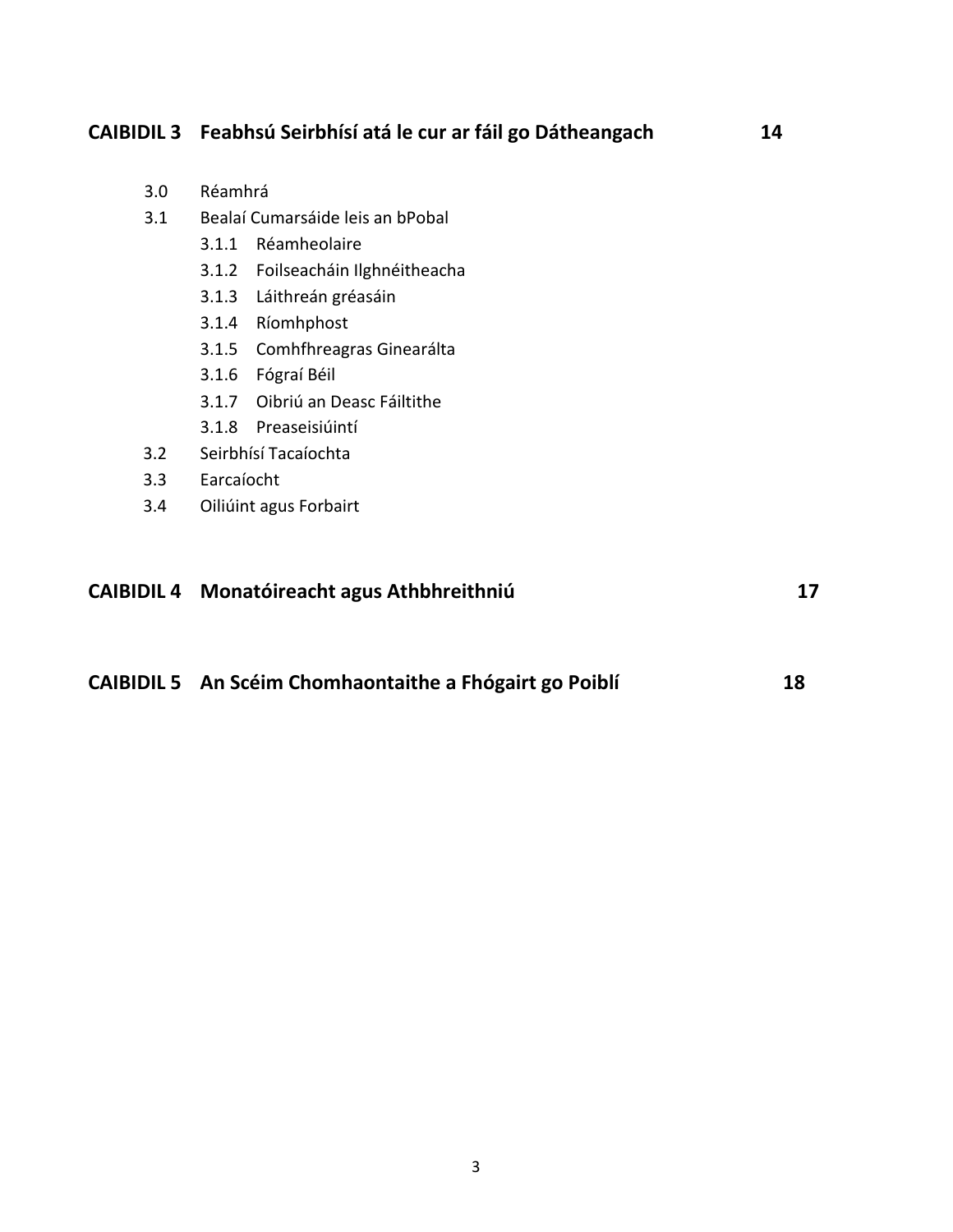**CAIBIDIL 3 Feabhsú Seirbhísí atá le cur ar fáil go Dátheangach 14**

- 3.0 Réamhrá
- 3.1 Bealaí Cumarsáide leis an bPobal
  - 3.1.1 Réamheolaire
  - 3.1.2 Foilseacháin Ilghnéitheacha
  - 3.1.3 Láithreán gréasáin
  - 3.1.4 Ríomhphost
  - 3.1.5 Comhfhreagras Ginearálta
  - 3.1.6 Fógraí Béil
  - 3.1.7 Oibriú an Deasc Fáiltithe
  - 3.1.8 Preaseisiúintí
- 3.2 Seirbhísí Tacaíochta
- 3.3 Earcaíocht
- 3.4 Oiliúint agus Forbairt

**CAIBIDIL 4 Monatóireacht agus Athbhreithniú 17**

**CAIBIDIL 5 An Scéim Chomhaontaithe a Fhógairt go Poiblí 18**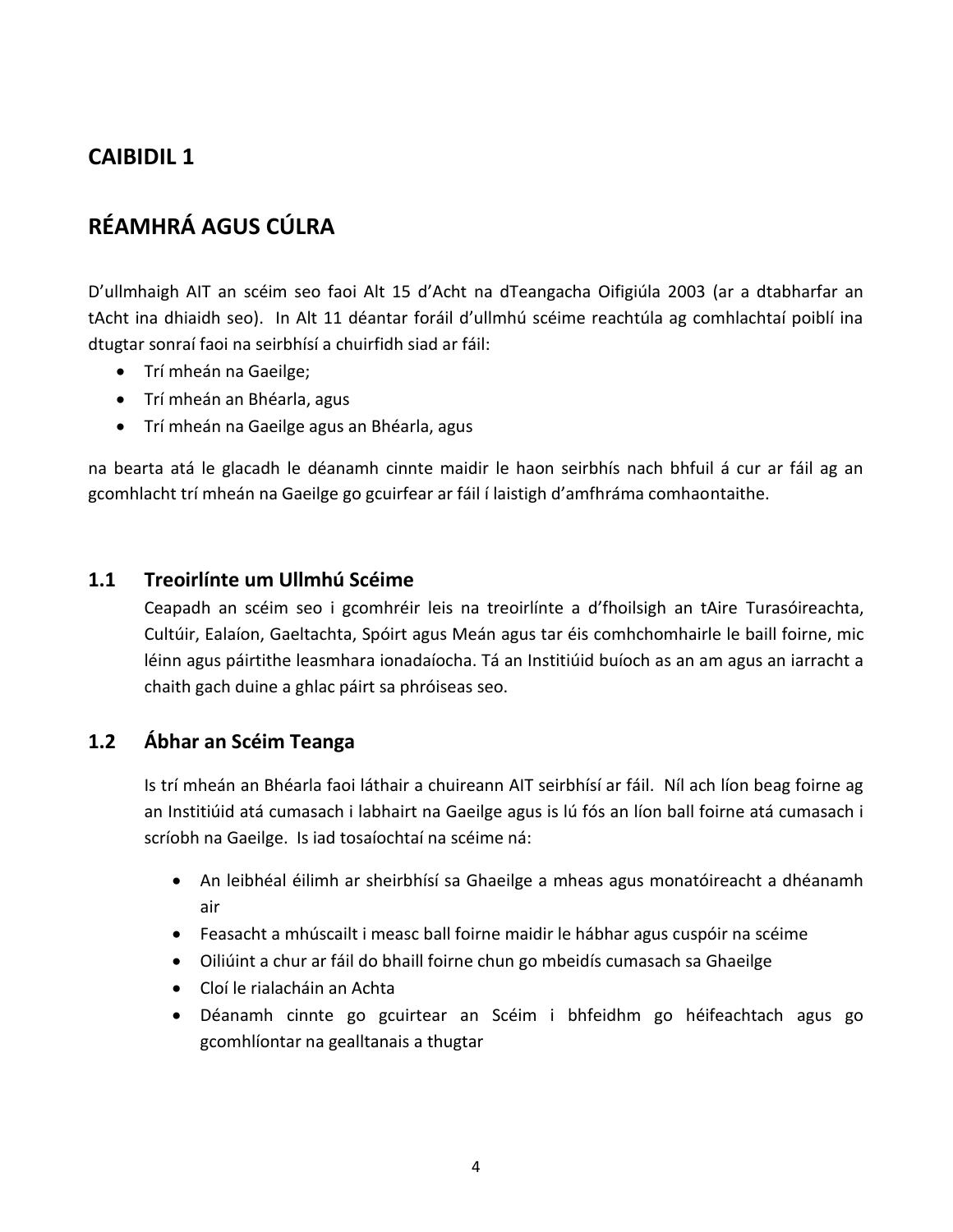## CAIBIDIL 1

## RÉAMHRÁ AGUS CÚLRA

D'ullmhaigh AIT an scéim seo faoi Alt 15 d'Acht na dTeangacha Oifigiúla 2003 (ar a dtabharfar an tAcht ina dhiaidh seo). In Alt 11 déantar foráil d'ullmhú scéime reachtúla ag comhlachtaí poiblí ina dtugtar sonraí faoi na seirbhísí a chuirfidh siad ar fáil:

- Trí mheán na Gaeilge;
- Trí mheán an Bhéarla, agus
- Trí mheán na Gaeilge agus an Bhéarla, agus

na bearta atá le glacadh le déanamh cinnte maidir le haon seirbhís nach bhfuil á cur ar fáil ag an gcomhlacht trí mheán na Gaeilge go gcuirfear ar fáil í laistigh d'amfhráma comhaontaithe.

### 1.1 Treoirlínte um Ullmhú Scéime

Ceapadh an scéim seo i gcomhréir leis na treoirlínte a d'fhoilsigh an tAire Turasóireachta, Cultúir, Ealaíon, Gaeltachta, Spóirt agus Meán agus tar éis comhchomhairle le baill foirne, mic léinn agus páirtithe leasmhara ionadaíocha. Tá an Institiúid buíoch as an am agus an iarracht a chaith gach duine a ghlac páirt sa phróiseas seo.

### 1.2 Ábhar an Scéim Teanga

Is trí mheán an Bhéarla faoi láthair a chuireann AIT seirbhísí ar fáil. Níl ach líon beag foirne ag an Institiúid atá cumasach i labhairt na Gaeilge agus is lú fós an líon ball foirne atá cumasach i scríobh na Gaeilge. Is iad tosaíochtaí na scéime ná:

- An leibhéal éilimh ar sheirbhísí sa Ghaeilge a mheas agus monatóireacht a dhéanamh air
- Feasacht a mhúscailt i measc ball foirne maidir le hábhar agus cuspóir na scéime
- Oiliúint a chur ar fáil do bhaill foirne chun go mbeidís cumasach sa Ghaeilge
- Cloí le rialacháin an Achta
- Déanamh cinnte go gcuirtear an Scéim i bhfeidhm go héifeachtach agus go gcomhlíontar na gealltanais a thugtar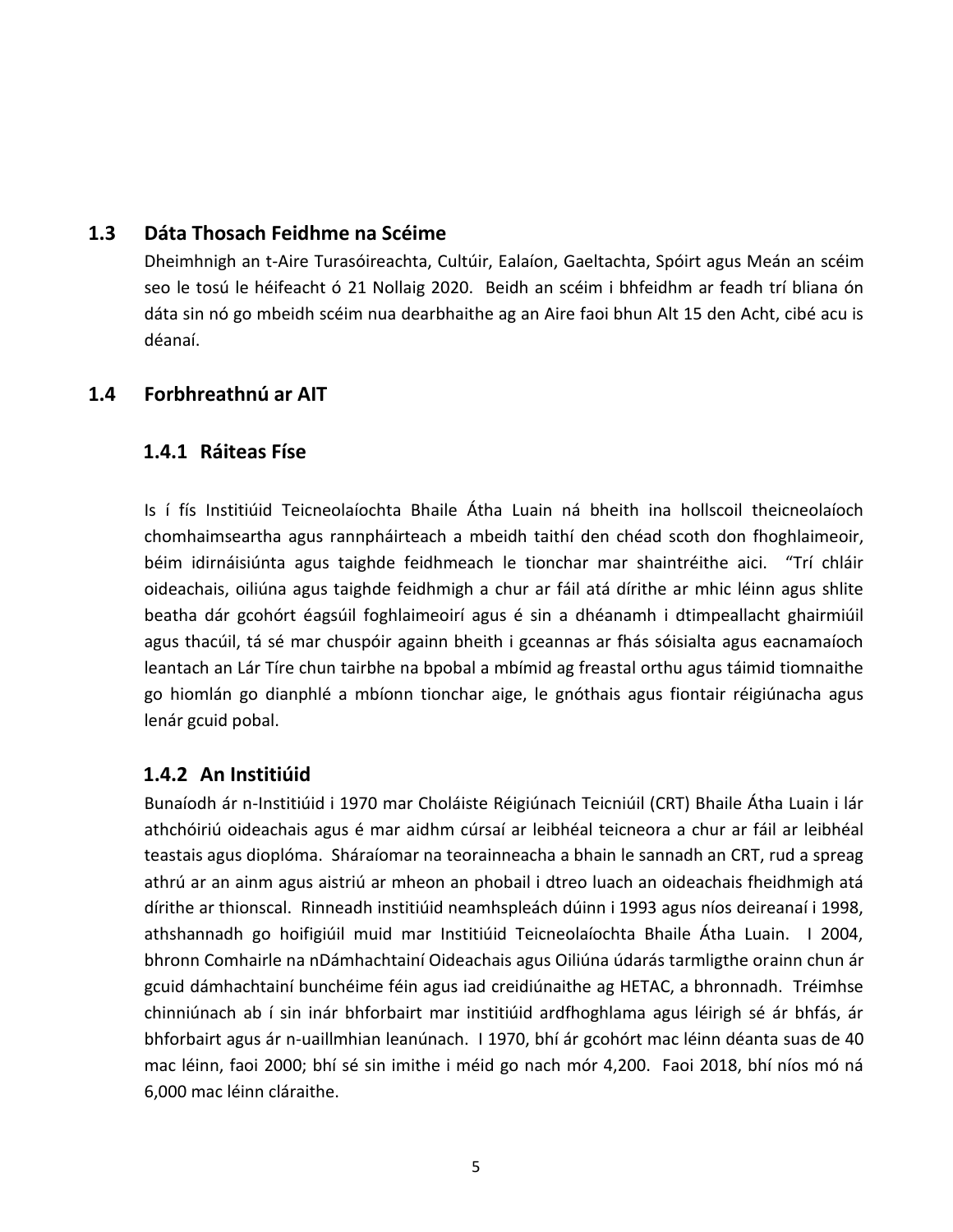## 1.3 Dáta Thosach Feidhme na Scéime

Dheimhnigh an t-Aire Turasóireachta, Cultúir, Ealaíon, Gaeltachta, Spóirt agus Meán an scéim seo le tosú le héifeacht ó 21 Nollaig 2020. Beidh an scéim i bhfeidhm ar feadh trí bliana ón dáta sin nó go mbeidh scéim nua dearbhaithe ag an Aire faoi bhun Alt 15 den Acht, cibé acu is déanaí.

## 1.4 Forbhreathnú ar AIT

### 1.4.1 Ráiteas Físe

Is í fís Institiúid Teicneolaíochta Bhaile Átha Luain ná bheith ina hollscoil theicneolaíoch chomhaimseartha agus rannpháirteach a mbeidh taithí den chéad scoth don fhoghlaimeoir, béim idirnáisiúnta agus taighde feidhmeach le tionchar mar shaintréithe aici. "Trí chláir oideachais, oiliúna agus taighde feidhmigh a chur ar fáil atá dírithe ar mhic léinn agus shlite beatha dár gcohórt éagsúil foghlaimeoirí agus é sin a dhéanamh i dtimpeallacht ghairmiúil agus thacúil, tá sé mar chuspóir againn bheith i gceannas ar fhás sóisialta agus eacnamaíoch leantach an Lár Tíre chun tairbhe na bpobal a mbímid ag freastal orthu agus táimid tiomnaithe go hiomlán go dianphlé a mbíonn tionchar aige, le gnóthais agus fiontair réigiúnacha agus lenár gcuid pobal.

### 1.4.2 An Institiúid

Bunaíodh ár n-Institiúid i 1970 mar Choláiste Réigiúnach Teicniúil (CRT) Bhaile Átha Luain i lár athchóiriú oideachais agus é mar aidhm cúrsaí ar leibhéal teicneora a chur ar fáil ar leibhéal teastais agus dioplóma. Sháraíomar na teorainneacha a bhain le sannadh an CRT, rud a spreag athrú ar an ainm agus aistriú ar mheon an phobail i dtreo luach an oideachais fheidhmigh atá dírithe ar thionscal. Rinneadh institiúid neamhspleách dúinn i 1993 agus níos deireanaí i 1998, athshannadh go hoifigiúil muid mar Institiúid Teicneolaíochta Bhaile Átha Luain. I 2004, bhronn Comhairle na nDámhachtainí Oideachais agus Oiliúna údarás tarmligthe orainn chun ár gcuid dámhachtainí bunchéime féin agus iad creidiúnaithe ag HETAC, a bhronnadh. Tréimhse chinniúnach ab í sin inár bhforbairt mar institiúid ardfhoghlama agus léirigh sé ár bhfás, ár bhforbairt agus ár n-uaillmhian leanúnach. I 1970, bhí ár gcohórt mac léinn déanta suas de 40 mac léinn, faoi 2000; bhí sé sin imithe i méid go nach mór 4,200. Faoi 2018, bhí níos mó ná 6,000 mac léinn cláraithe.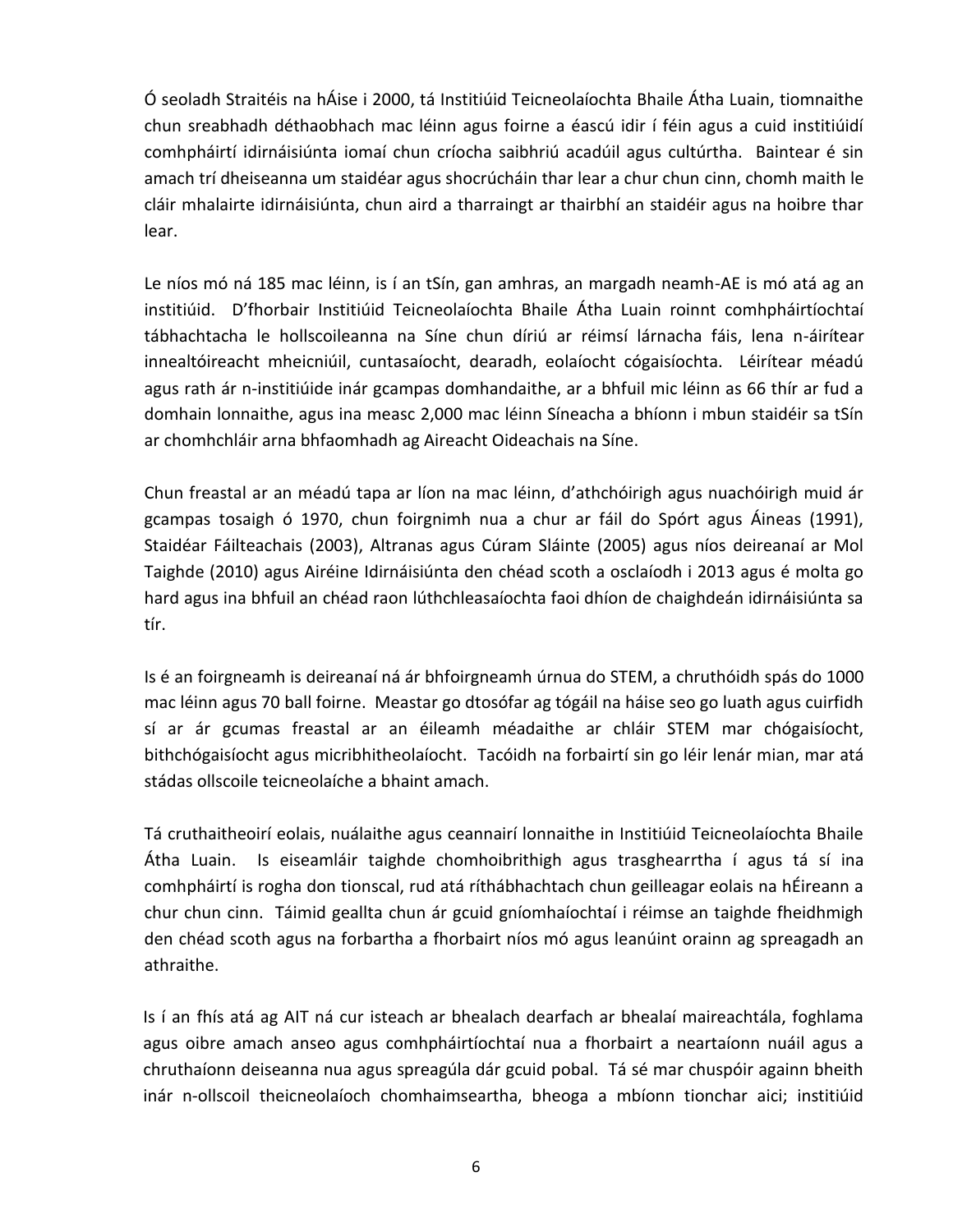Ó seoladh Straitéis na hÁise i 2000, tá Institiúid Teicneolaíochta Bhaile Átha Luain, tiomnaithe chun sreabhadh déthaobhach mac léinn agus foirne a éascú idir í féin agus a cuid institiúidí comhpháirtí idirnáisiúnta iomaí chun críocha saibhriú acadúil agus cultúrtha. Baintear é sin amach trí dheiseanna um staidéar agus shocrúcháin thar lear a chur chun cinn, chomh maith le cláir mhalairte idirnáisiúnta, chun aird a tharraingt ar thairbhí an staidéir agus na hoibre thar lear.

Le níos mó ná 185 mac léinn, is í an tSín, gan amhras, an margadh neamh-AE is mó atá ag an institiúid. D'fhorbair Institiúid Teicneolaíochta Bhaile Átha Luain roinnt comhpháirtíochtaí tábhachtacha le hollscoileanna na Síne chun díriú ar réimsí lárnacha fáis, lena n-áirítear innealtóireacht mheicniúil, cuntasaíocht, dearadh, eolaíocht cógaisíochta. Léirítear méadú agus rath ár n-institiúide inár gcampas domhandaithe, ar a bhfuil mic léinn as 66 thír ar fud a domhain lonnaithe, agus ina measc 2,000 mac léinn Síneacha a bhíonn i mbun staidéir sa tSín ar chomhchláir arna bhfaomhadh ag Aireacht Oideachais na Síne.

Chun freastal ar an méadú tapa ar líon na mac léinn, d'athchóirigh agus nuachóirigh muid ár gcampas tosaigh ó 1970, chun foirgnimh nua a chur ar fáil do Spórt agus Áineas (1991), Staidéar Fáilteachais (2003), Altranas agus Cúram Sláinte (2005) agus níos deireanaí ar Mol Taighde (2010) agus Airéine Idirnáisiúnta den chéad scoth a osclaíodh i 2013 agus é molta go hard agus ina bhfuil an chéad raon lúthchleasaíochta faoi dhíon de chaighdeán idirnáisiúnta sa tír.

Is é an foirgneamh is deireanaí ná ár bhfoirgneamh úrnua do STEM, a chruthóidh spás do 1000 mac léinn agus 70 ball foirne. Meastar go dtosófar ag tógáil na háise seo go luath agus cuirfidh sí ar ár gcumas freastal ar an éileamh méadaithe ar chláir STEM mar chógaisíocht, bithchógaisíocht agus micribhitheolaíocht. Tacóidh na forbairtí sin go léir lenár mian, mar atá stádas ollscoile teicneolaíche a bhaint amach.

Tá cruthaitheoirí eolais, nuálaithe agus ceannairí lonnaithe in Institiúid Teicneolaíochta Bhaile Átha Luain. Is eiseamláir taighde chomhoibrithigh agus trasghearrtha í agus tá sí ina comhpháirtí is rogha don tionscal, rud atá ríthábhachtach chun geilleagar eolais na hÉireann a chur chun cinn. Táimid geallta chun ár gcuid gníomhaíochtaí i réimse an taighde fheidhmigh den chéad scoth agus na forbartha a fhorbairt níos mó agus leanúint orainn ag spreagadh an athraithe.

Is í an fhís atá ag AIT ná cur isteach ar bhealach dearfach ar bhealaí maireachtála, foghlama agus oibre amach anseo agus comhpháirtíochtaí nua a fhorbairt a neartaíonn nuáil agus a chruthaíonn deiseanna nua agus spreagúla dár gcuid pobal. Tá sé mar chuspóir againn bheith inár n-ollscoil theicneolaíoch chomhaimseartha, bheoga a mbíonn tionchar aici; institiúid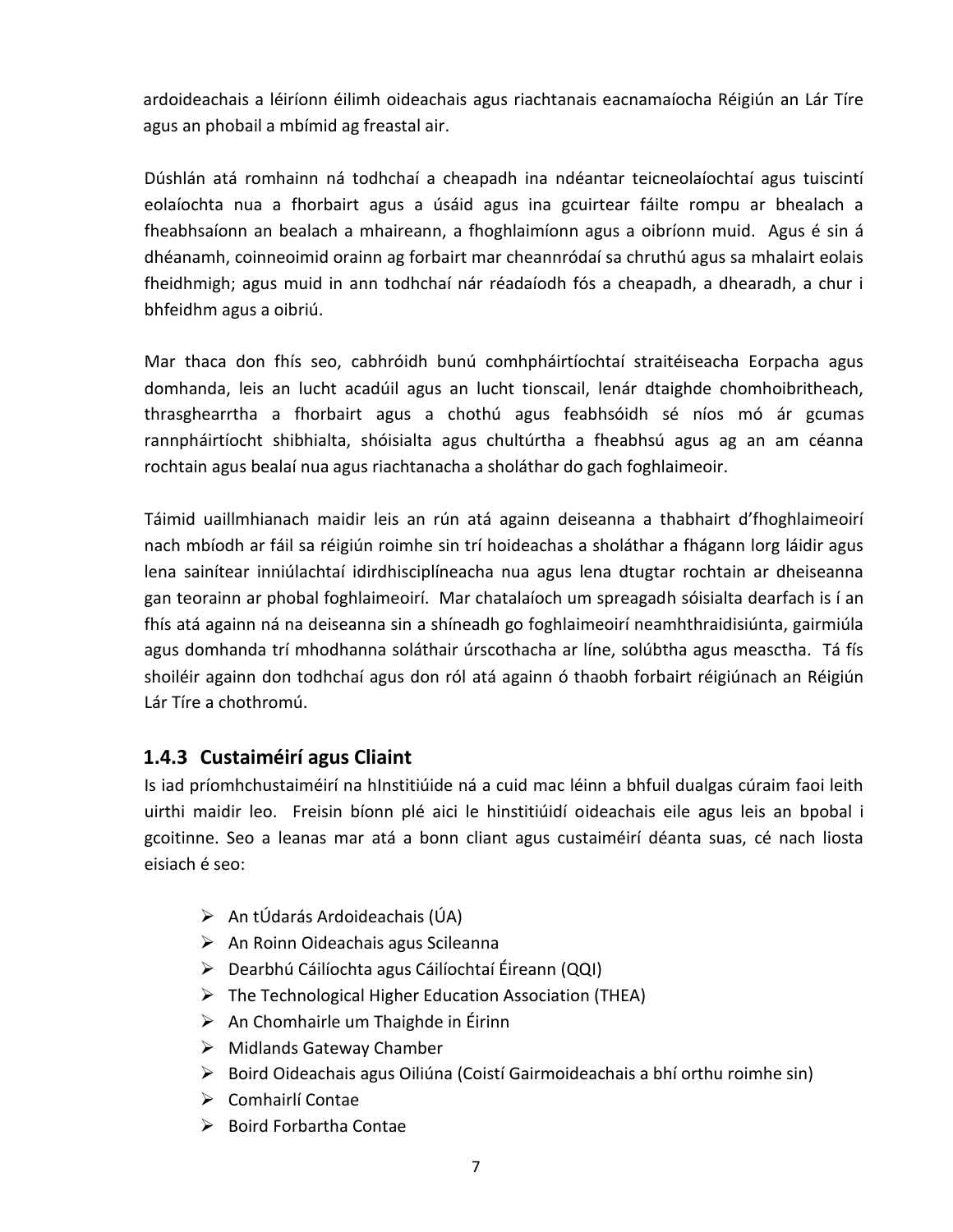ardoideachais a léiríonn éilimh oideachais agus riachtanais eacnamaíocha Réigiún an Lár Tíre agus an phobail a mbímid ag freastal air.

Dúshlán atá romhainn ná todhchaí a cheapadh ina ndéantar teicneolaíochtaí agus tuiscintí eolaíochta nua a fhorbairt agus a úsáid agus ina gcuirtear fáilte rompu ar bhealach a fheabhsaíonn an bealach a mhaireann, a fhoghlaimíonn agus a oibríonn muid. Agus é sin á dhéanamh, coinneoimid orainn ag forbairt mar cheannródaí sa chruthú agus sa mhalairt eolais fheidhmigh; agus muid in ann todhchaí nár réadaíodh fós a cheapadh, a dhearadh, a chur i bhfeidhm agus a oibriú.

Mar thaca don fhís seo, cabhróidh bunú comhpháirtíochtaí straitéiseacha Eorpacha agus domhanda, leis an lucht acadúil agus an lucht tionscail, lenár dtaighde chomhoibritheach, thrasghearrtha a fhorbairt agus a chothú agus feabhsóidh sé níos mó ár gcumas rannpháirtíocht shibhialta, shóisialta agus chultúrtha a fheabhsú agus ag an am céanna rochtain agus bealaí nua agus riachtanacha a sholáthar do gach foghlaimeoir.

Táimid uaillmhianach maidir leis an rún atá againn deiseanna a thabhairt d'fhoghlaimeoirí nach mbíodh ar fáil sa réigiún roimhe sin trí hoideachas a sholáthar a fhágann lorg láidir agus lena sainítear inniúlachtaí idirdhisciplíneacha nua agus lena dtugtar rochtain ar dheiseanna gan teorainn ar phobal foghlaimeoirí. Mar chatalaíoch um spreagadh sóisialta dearfach is í an fhís atá againn ná na deiseanna sin a shíneadh go foghlaimeoirí neamhthraidisiúnta, gairmiúla agus domhanda trí mhodhanna soláthair úrscothacha ar líne, solúbtha agus measctha. Tá fís shoiléir againn don todhchaí agus don ról atá againn ó thaobh forbairt réigiúnach an Réigiún Lár Tíre a chothromú.

### 1.4.3 Custaiméirí agus Cliaint

Is iad príomhchustaiméirí na hInstitiúide ná a cuid mac léinn a bhfuil dualgas cúraim faoi leith uirthi maidir leo. Freisin bíonn plé aici le hinstitiúidí oideachais eile agus leis an bpobal i gcoitinne. Seo a leanas mar atá a bonn cliant agus custaiméirí déanta suas, cé nach liosta eisiach é seo:

- An tÚdarás Ardoideachais (ÚA)
- An Roinn Oideachais agus Scileanna
- Dearbhú Cáilíochta agus Cáilíochtaí Éireann (QQI)
- The Technological Higher Education Association (THEA)
- An Chomhairle um Thaighde in Éirinn
- Midlands Gateway Chamber
- Boird Oideachais agus Oiliúna (Coistí Gairmoideachais a bhí orthu roimhe sin)
- Comhairlí Contae
- Boird Forbartha Contae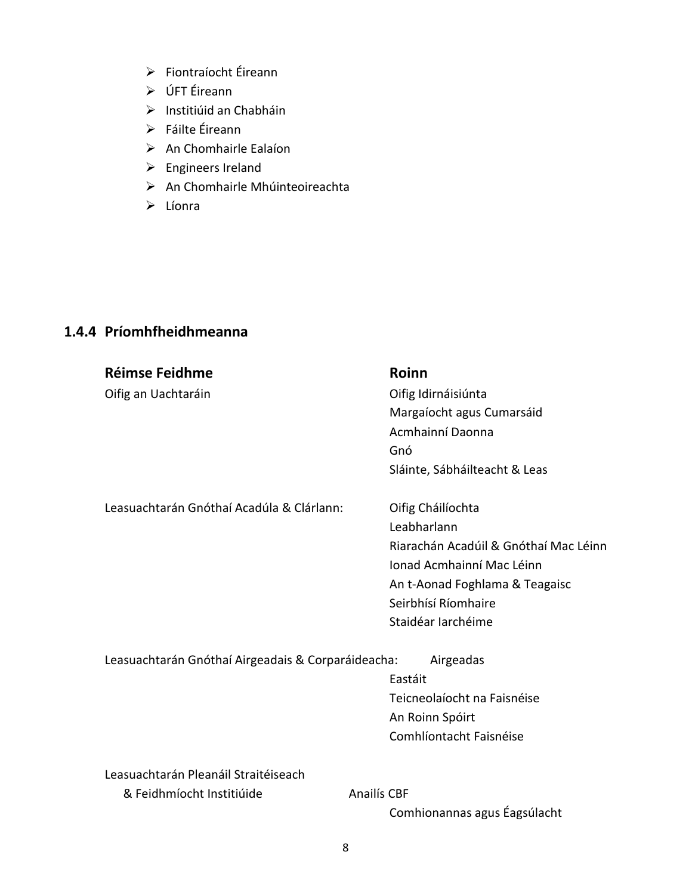- Fiontraíocht Éireann
- ÚFT Éireann
- Institiúid an Chabháin
- Fáilte Éireann
- An Chomhairle Ealaíon
- Engineers Ireland
- An Chomhairle Mhúinteoireachta
- Líonra

### 1.4.4 Príomhfheidhmeanna

| **Réimse Feidhme** | **Roinn** |
| --- | --- |
| Oifig an Uachtaráin | Oifig Idirnáisiúnta |
| | Margaíocht agus Cumarsáid |
| | Acmhainní Daonna |
| | Gnó |
| | Sláinte, Sábháilteacht & Leas |
| Leasuachtarán Gnóthaí Acadúla & Clárlann: | Oifig Cháilíochta |
| | Leabharlann |
| | Riarachán Acadúil & Gnóthaí Mac Léinn |
| | Ionad Acmhainní Mac Léinn |
| | An t-Aonad Foghlama & Teagaisc |
| | Seirbhísí Ríomhaire |
| | Staidéar Iarchéime |
| Leasuachtarán Gnóthaí Airgeadais & Corparáideacha: | Airgeadas |
| | Eastáit |
| | Teicneolaíocht na Faisnéise |
| | An Roinn Spóirt |
| | Comhlíontacht Faisnéise |
| Leasuachtarán Pleanáil Straitéiseach & Feidhmíocht Institiúide | Anailís CBF |
| | Comhionannas agus Éagsúlacht |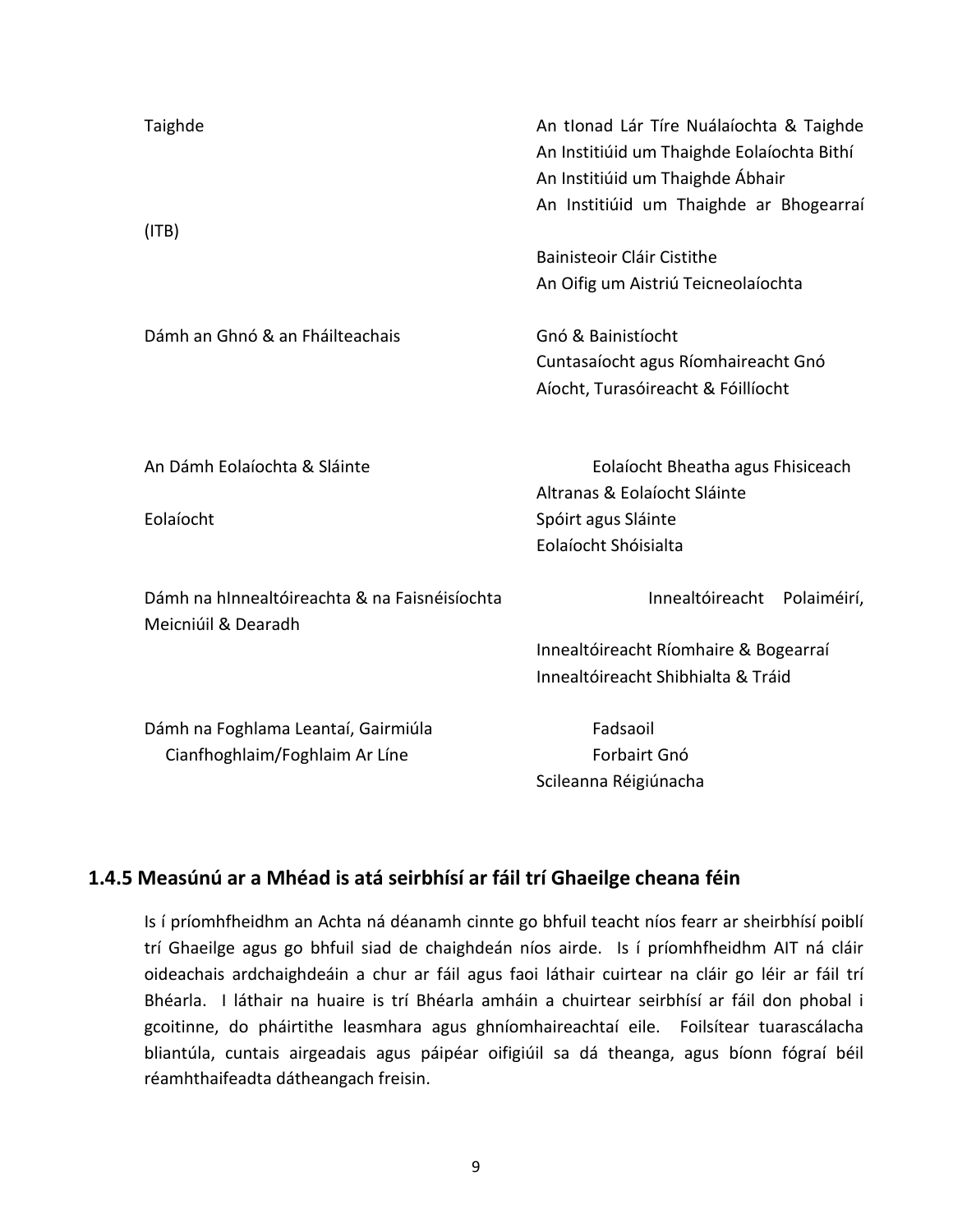| | |
|---|---|
| Taighde (ITB) | An tIonad Lár Tíre Nuálaíochta & Taighde<br>An Institiúid um Thaighde Eolaíochta Bithí<br>An Institiúid um Thaighde Ábhair<br>An Institiúid um Thaighde ar Bhogearraí<br>Bainisteoir Cláir Cistithe<br>An Oifig um Aistriú Teicneolaíochta |
| Dámh an Ghnó & an Fháilteachais | Gnó & Bainistíocht<br>Cuntasaíocht agus Ríomhaireacht Gnó<br>Aíocht, Turasóireacht & Fóillíocht |
| An Dámh Eolaíochta & Sláinte Eolaíocht | Eolaíocht Bheatha agus Fhisiceach<br>Altranas & Eolaíocht Sláinte<br>Spóirt agus Sláinte<br>Eolaíocht Shóisialta |
| Dámh na hInnealtóireachta & na Faisnéisíochta | Innealtóireacht Polaiméirí, Meicniúil & Dearadh<br>Innealtóireacht Ríomhaire & Bogearraí<br>Innealtóireacht Shibhialta & Tráid |
| Dámh na Foghlama Leantaí, Gairmiúla Cianfhoghlaim/Foghlaim Ar Líne | Fadsaoil<br>Forbairt Gnó<br>Scileanna Réigiúnacha |

### 1.4.5 Measúnú ar a Mhéad is atá seirbhísí ar fáil trí Ghaeilge cheana féin

Is í príomhfheidhm an Achta ná déanamh cinnte go bhfuil teacht níos fearr ar sheirbhísí poiblí trí Ghaeilge agus go bhfuil siad de chaighdeán níos airde. Is í príomhfheidhm AIT ná cláir oideachais ardchaighdeáin a chur ar fáil agus faoi láthair cuirtear na cláir go léir ar fáil trí Bhéarla. I láthair na huaire is trí Bhéarla amháin a chuirtear seirbhísí ar fáil don phobal i gcoitinne, do pháirtithe leasmhara agus ghníomhaireachtaí eile. Foilsítear tuarascálacha bliantúla, cuntais airgeadais agus páipéar oifigiúil sa dá theanga, agus bíonn fógraí béil réamhthaifeadta dátheangach freisin.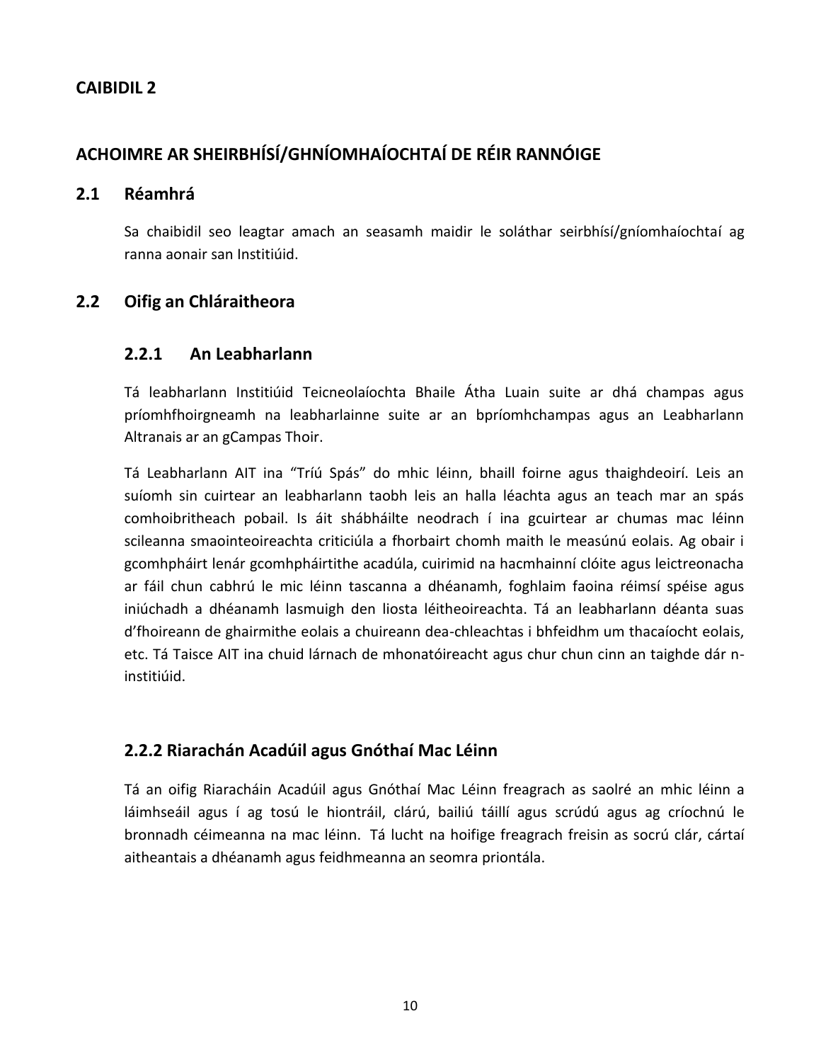## CAIBIDIL 2

## ACHOIMRE AR SHEIRBHÍSÍ/GHNÍOMHAÍOCHTAÍ DE RÉIR RANNÓIGE

### 2.1 Réamhrá

Sa chaibidil seo leagtar amach an seasamh maidir le soláthar seirbhísí/gníomhaíochtaí ag ranna aonair san Institiúid.

### 2.2 Oifig an Chláraitheora

#### 2.2.1 An Leabharlann

Tá leabharlann Institiúid Teicneolaíochta Bhaile Átha Luain suite ar dhá champas agus príomhfhoirgneamh na leabharlainne suite ar an bpríomhchampas agus an Leabharlann Altranais ar an gCampas Thoir.

Tá Leabharlann AIT ina "Tríú Spás" do mhic léinn, bhaill foirne agus thaighdeoirí. Leis an suíomh sin cuirtear an leabharlann taobh leis an halla léachta agus an teach mar an spás comhoibritheach pobail. Is áit shábháilte neodrach í ina gcuirtear ar chumas mac léinn scileanna smaointeoireachta criticiúla a fhorbairt chomh maith le measúnú eolais. Ag obair i gcomhpháirt lenár gcomhpháirtithe acadúla, cuirimid na hacmhainní clóite agus leictreonacha ar fáil chun cabhrú le mic léinn tascanna a dhéanamh, foghlaim faoina réimsí spéise agus iniúchadh a dhéanamh lasmuigh den liosta léitheoireachta. Tá an leabharlann déanta suas d'fhoireann de ghairmithe eolais a chuireann dea-chleachtas i bhfeidhm um thacaíocht eolais, etc. Tá Taisce AIT ina chuid lárnach de mhonatóireacht agus chur chun cinn an taighde dár n-institiúid.

#### 2.2.2 Riarachán Acadúil agus Gnóthaí Mac Léinn

Tá an oifig Riaracháin Acadúil agus Gnóthaí Mac Léinn freagrach as saolré an mhic léinn a láimhseáil agus í ag tosú le hiontráil, clárú, bailiú táillí agus scrúdú agus ag críochnú le bronnadh céimeanna na mac léinn. Tá lucht na hoifige freagrach freisin as socrú clár, cártaí aitheantais a dhéanamh agus feidhmeanna an seomra priontála.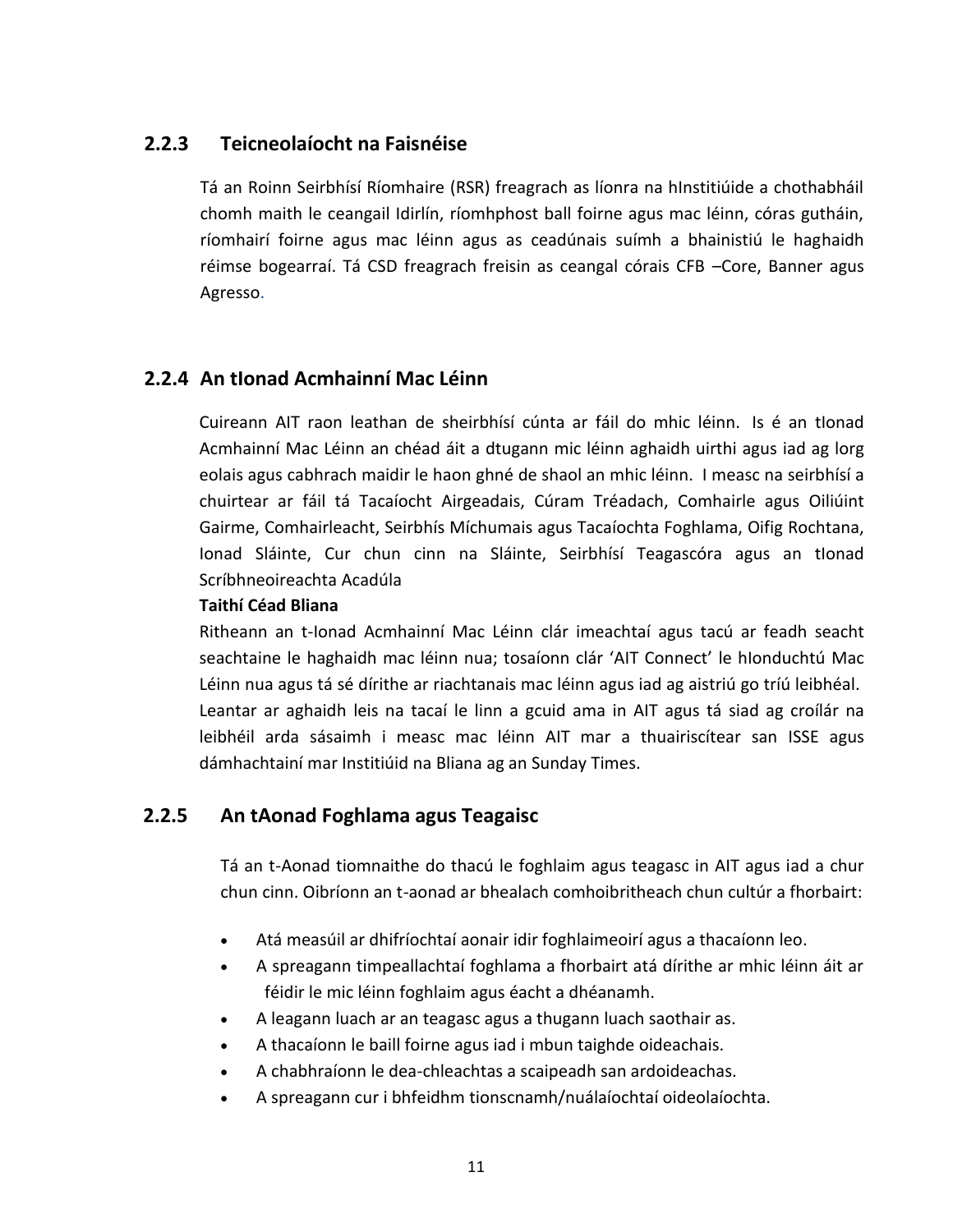### 2.2.3 Teicneolaíocht na Faisnéise

Tá an Roinn Seirbhísí Ríomhaire (RSR) freagrach as líonra na hInstitiúide a chothabháil chomh maith le ceangail Idirlín, ríomhphost ball foirne agus mac léinn, córas gutháin, ríomhairí foirne agus mac léinn agus as ceadúnais suímh a bhainistiú le haghaidh réimse bogearraí. Tá CSD freagrach freisin as ceangal córais CFB –Core, Banner agus Agresso.

### 2.2.4 An tIonad Acmhainní Mac Léinn

Cuireann AIT raon leathan de sheirbhísí cúnta ar fáil do mhic léinn. Is é an tIonad Acmhainní Mac Léinn an chéad áit a dtugann mic léinn aghaidh uirthi agus iad ag lorg eolais agus cabhrach maidir le haon ghné de shaol an mhic léinn. I measc na seirbhísí a chuirtear ar fáil tá Tacaíocht Airgeadais, Cúram Tréadach, Comhairle agus Oiliúint Gairme, Comhairleacht, Seirbhís Míchumais agus Tacaíochta Foghlama, Oifig Rochtana, Ionad Sláinte, Cur chun cinn na Sláinte, Seirbhísí Teagascóra agus an tIonad Scríbhneoireachta Acadúla

**Taithí Céad Bliana**

Ritheann an t-Ionad Acmhainní Mac Léinn clár imeachtaí agus tacú ar feadh seacht seachtaine le haghaidh mac léinn nua; tosaíonn clár 'AIT Connect' le hIonduchtú Mac Léinn nua agus tá sé dírithe ar riachtanais mac léinn agus iad ag aistriú go tríú leibhéal. Leantar ar aghaidh leis na tacaí le linn a gcuid ama in AIT agus tá siad ag croílár na leibhéil arda sásaimh i measc mac léinn AIT mar a thuairiscítear san ISSE agus dámhachtainí mar Institiúid na Bliana ag an Sunday Times.

### 2.2.5 An tAonad Foghlama agus Teagaisc

Tá an t-Aonad tiomnaithe do thacú le foghlaim agus teagasc in AIT agus iad a chur chun cinn. Oibríonn an t-aonad ar bhealach comhoibritheach chun cultúr a fhorbairt:

- Atá measúil ar dhifríochtaí aonair idir foghlaimeoirí agus a thacaíonn leo.
- A spreagann timpeallachtaí foghlama a fhorbairt atá dírithe ar mhic léinn áit ar féidir le mic léinn foghlaim agus éacht a dhéanamh.
- A leagann luach ar an teagasc agus a thugann luach saothair as.
- A thacaíonn le baill foirne agus iad i mbun taighde oideachais.
- A chabhraíonn le dea-chleachtas a scaipeadh san ardoideachas.
- A spreagann cur i bhfeidhm tionscnamh/nuálaíochtaí oideolaíochta.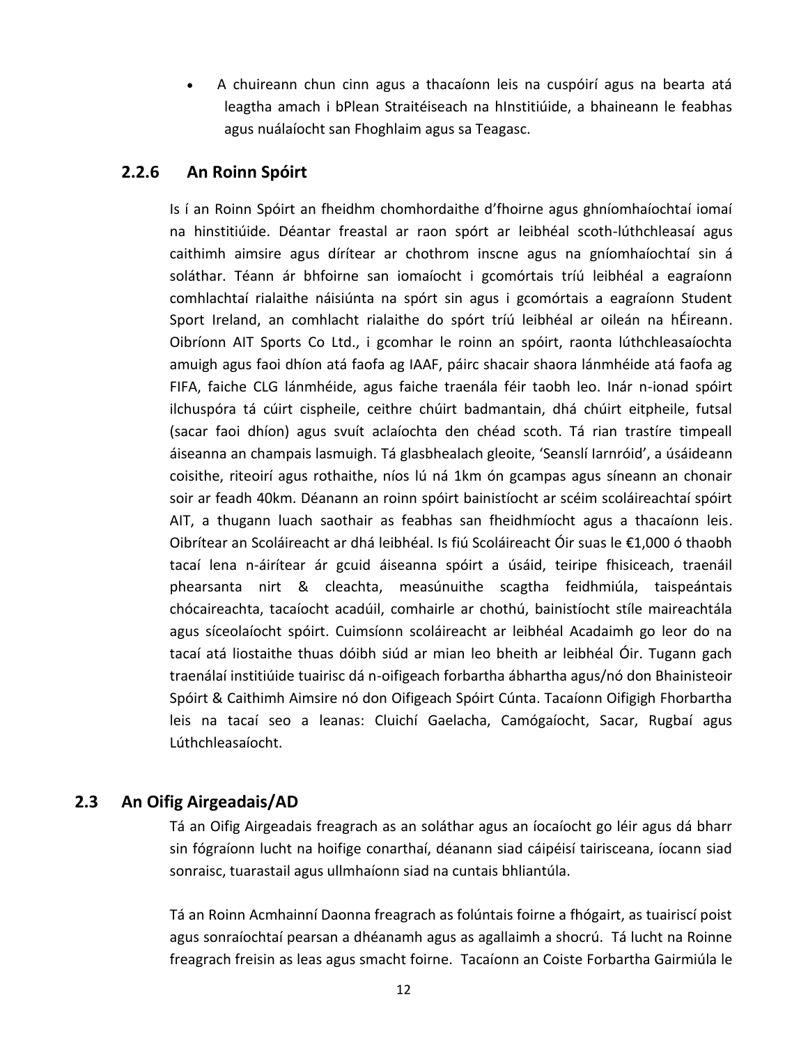- A chuireann chun cinn agus a thacaíonn leis na cuspóirí agus na bearta atá leagtha amach i bPlean Straitéiseach na hInstitiúide, a bhaineann le feabhas agus nuálaíocht san Fhoghlaim agus sa Teagasc.

### 2.2.6 An Roinn Spóirt

Is í an Roinn Spóirt an fheidhm chomhordaithe d'fhoirne agus ghníomhaíochtaí iomaí na hinstitiúide. Déantar freastal ar raon spórt ar leibhéal scoth-lúthchleasaí agus caithimh aimsire agus dírítear ar chothrom inscne agus na gníomhaíochtaí sin á soláthar. Téann ár bhfoirne san iomaíocht i gcomórtais tríú leibhéal a eagraíonn comhlachtaí rialaithe náisiúnta na spórt sin agus i gcomórtais a eagraíonn Student Sport Ireland, an comhlacht rialaithe do spórt tríú leibhéal ar oileán na hÉireann. Oibríonn AIT Sports Co Ltd., i gcomhar le roinn an spóirt, raonta lúthchleasaíochta amuigh agus faoi dhíon atá faofa ag IAAF, páirc shacair shaora lánmhéide atá faofa ag FIFA, faiche CLG lánmhéide, agus faiche traenála féir taobh leo. Inár n-ionad spóirt ilchuspóra tá cúirt cispheile, ceithre chúirt badmantain, dhá chúirt eitpheile, futsal (sacar faoi dhíon) agus svuít aclaíochta den chéad scoth. Tá rian trastíre timpeall áiseanna an champais lasmuigh. Tá glasbhealach gleoite, 'Seanslí Iarnróid', a úsáideann coisithe, riteoirí agus rothaithe, níos lú ná 1km ón gcampas agus síneann an chonair soir ar feadh 40km. Déanann an roinn spóirt bainistíocht ar scéim scoláireachtaí spóirt AIT, a thugann luach saothair as feabhas san fheidhmíocht agus a thacaíonn leis. Oibrítear an Scoláireacht ar dhá leibhéal. Is fiú Scoláireacht Óir suas le €1,000 ó thaobh tacaí lena n-áirítear ár gcuid áiseanna spóirt a úsáid, teiripe fhisiceach, traenáil phearsanta nirt & cleachta, measúnuithe scagtha feidhmiúla, taispeántais chócaireachta, tacaíocht acadúil, comhairle ar chothú, bainistíocht stíle maireachtála agus síceolaíocht spóirt. Cuimsíonn scoláireacht ar leibhéal Acadaimh go leor do na tacaí atá liostaithe thuas dóibh siúd ar mian leo bheith ar leibhéal Óir. Tugann gach traenálaí institiúide tuairisc dá n-oifigeach forbartha ábhartha agus/nó don Bhainisteoir Spóirt & Caithimh Aimsire nó don Oifigeach Spóirt Cúnta. Tacaíonn Oifigigh Fhorbartha leis na tacaí seo a leanas: Cluichí Gaelacha, Camógaíocht, Sacar, Rugbaí agus Lúthchleasaíocht.

## 2.3 An Oifig Airgeadais/AD

Tá an Oifig Airgeadais freagrach as an soláthar agus an íocaíocht go léir agus dá bharr sin fógraíonn lucht na hoifige conarthaí, déanann siad cáipéisí tairisceana, íocann siad sonraisc, tuarastail agus ullmhaíonn siad na cuntais bhliantúla.

Tá an Roinn Acmhainní Daonna freagrach as folúntais foirne a fhógairt, as tuairiscí poist agus sonraíochtaí pearsan a dhéanamh agus as agallaimh a shocrú. Tá lucht na Roinne freagrach freisin as leas agus smacht foirne. Tacaíonn an Coiste Forbartha Gairmiúla le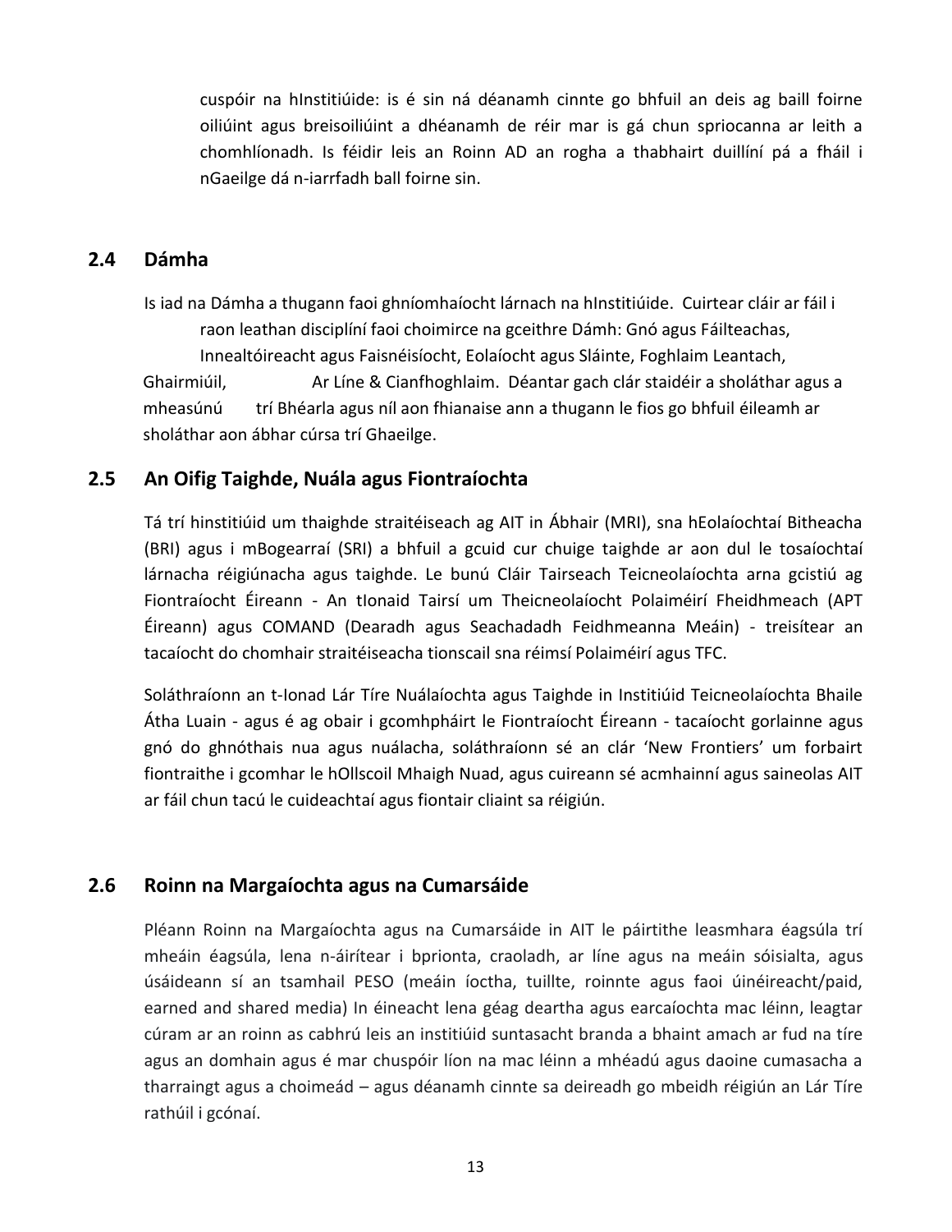cuspóir na hInstitiúide: is é sin ná déanamh cinnte go bhfuil an deis ag baill foirne oiliúint agus breisoiliúint a dhéanamh de réir mar is gá chun spriocanna ar leith a chomhlíonadh. Is féidir leis an Roinn AD an rogha a thabhairt duillíní pá a fháil i nGaeilge dá n-iarrfadh ball foirne sin.

## 2.4 Dámha

Is iad na Dámha a thugann faoi ghníomhaíocht lárnach na hInstitiúide. Cuirtear cláir ar fáil i raon leathan disciplíní faoi choimirce na gceithre Dámh: Gnó agus Fáilteachas, Innealtóireacht agus Faisnéisíocht, Eolaíocht agus Sláinte, Foghlaim Leantach, Ghairmiúil, Ar Líne & Cianfhoghlaim. Déantar gach clár staidéir a sholáthar agus a mheasúnú trí Bhéarla agus níl aon fhianaise ann a thugann le fios go bhfuil éileamh ar sholáthar aon ábhar cúrsa trí Ghaeilge.

## 2.5 An Oifig Taighde, Nuála agus Fiontraíochta

Tá trí hinstitiúid um thaighde straitéiseach ag AIT in Ábhair (MRI), sna hEolaíochtaí Bitheacha (BRI) agus i mBogearraí (SRI) a bhfuil a gcuid cur chuige taighde ar aon dul le tosaíochtaí lárnacha réigiúnacha agus taighde. Le bunú Cláir Tairseach Teicneolaíochta arna gcistiú ag Fiontraíocht Éireann - An tIonaid Tairsí um Theicneolaíocht Polaiméirí Fheidhmeach (APT Éireann) agus COMAND (Dearadh agus Seachadadh Feidhmeanna Meáin) - treisítear an tacaíocht do chomhair straitéiseacha tionscail sna réimsí Polaiméirí agus TFC.

Soláthraíonn an t-Ionad Lár Tíre Nuálaíochta agus Taighde in Institiúid Teicneolaíochta Bhaile Átha Luain - agus é ag obair i gcomhpháirt le Fiontraíocht Éireann - tacaíocht gorlainne agus gnó do ghnóthais nua agus nuálacha, soláthraíonn sé an clár 'New Frontiers' um forbairt fiontraithe i gcomhar le hOllscoil Mhaigh Nuad, agus cuireann sé acmhainní agus saineolas AIT ar fáil chun tacú le cuideachtaí agus fiontair cliaint sa réigiún.

## 2.6 Roinn na Margaíochta agus na Cumarsáide

Pléann Roinn na Margaíochta agus na Cumarsáide in AIT le páirtithe leasmhara éagsúla trí mheáin éagsúla, lena n-áirítear i bprionta, craoladh, ar líne agus na meáin sóisialta, agus úsáideann sí an tsamhail PESO (meáin íoctha, tuillte, roinnte agus faoi úinéireacht/paid, earned and shared media) In éineacht lena géag deartha agus earcaíochta mac léinn, leagtar cúram ar an roinn as cabhrú leis an institiúid suntasacht branda a bhaint amach ar fud na tíre agus an domhain agus é mar chuspóir líon na mac léinn a mhéadú agus daoine cumasacha a tharraingt agus a choimeád – agus déanamh cinnte sa deireadh go mbeidh réigiún an Lár Tíre rathúil i gcónaí.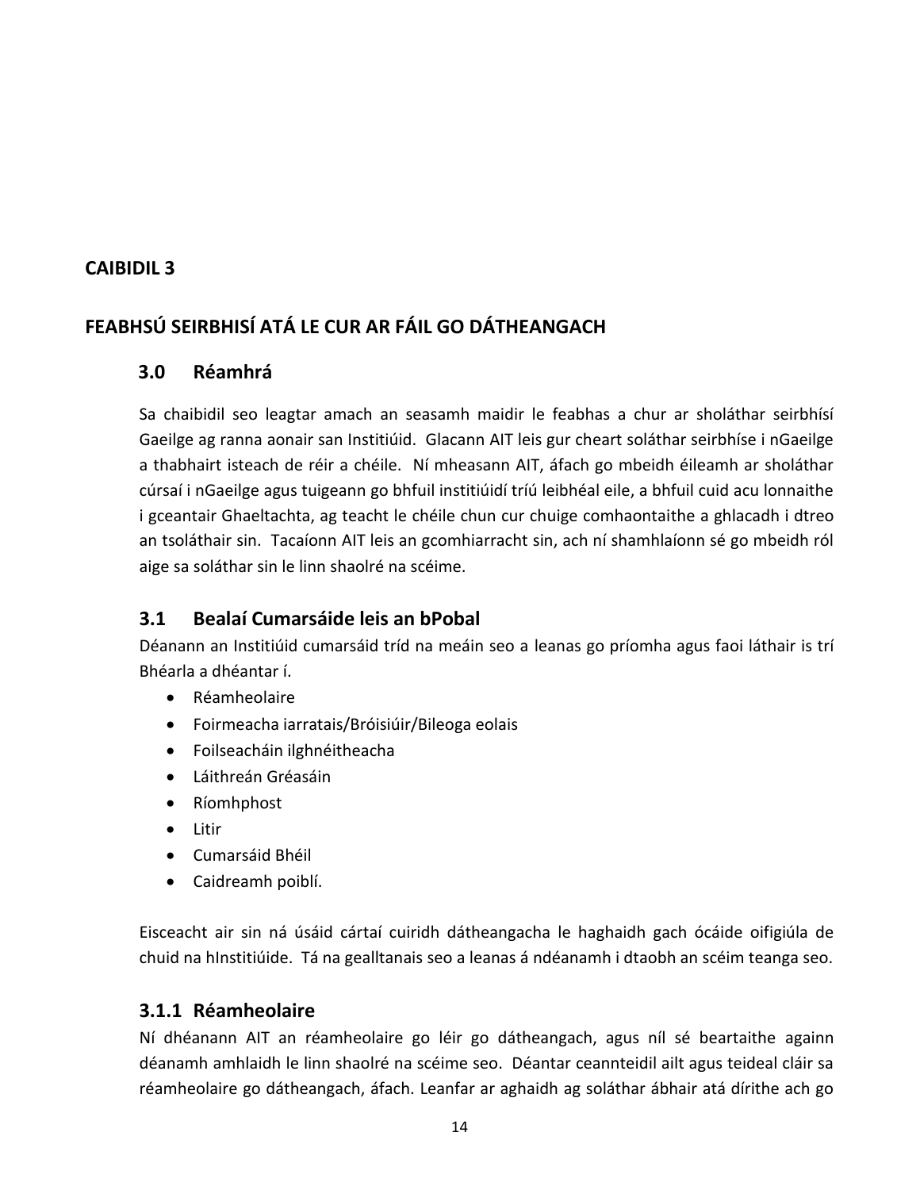# CAIBIDIL 3

# FEABHSÚ SEIRBHISÍ ATÁ LE CUR AR FÁIL GO DÁTHEANGACH

## 3.0 Réamhrá

Sa chaibidil seo leagtar amach an seasamh maidir le feabhas a chur ar sholáthar seirbhísí Gaeilge ag ranna aonair san Institiúid. Glacann AIT leis gur cheart soláthar seirbhíse i nGaeilge a thabhairt isteach de réir a chéile. Ní mheasann AIT, áfach go mbeidh éileamh ar sholáthar cúrsaí i nGaeilge agus tuigeann go bhfuil institiúidí tríú leibhéal eile, a bhfuil cuid acu lonnaithe i gceantair Ghaeltachta, ag teacht le chéile chun cur chuige comhaontaithe a ghlacadh i dtreo an tsoláthair sin. Tacaíonn AIT leis an gcomhiarracht sin, ach ní shamhlaíonn sé go mbeidh ról aige sa soláthar sin le linn shaolré na scéime.

## 3.1 Bealaí Cumarsáide leis an bPobal

Déanann an Institiúid cumarsáid tríd na meáin seo a leanas go príomha agus faoi láthair is trí Bhéarla a dhéantar í.

- Réamheolaire
- Foirmeacha iarratais/Bróisiúir/Bileoga eolais
- Foilseacháin ilghnéitheacha
- Láithreán Gréasáin
- Ríomhphost
- Litir
- Cumarsáid Bhéil
- Caidreamh poiblí.

Eisceacht air sin ná úsáid cártaí cuiridh dátheangacha le haghaidh gach ócáide oifigiúla de chuid na hInstitiúide. Tá na gealltanais seo a leanas á ndéanamh i dtaobh an scéim teanga seo.

### 3.1.1 Réamheolaire

Ní dhéanann AIT an réamheolaire go léir go dátheangach, agus níl sé beartaithe againn déanamh amhlaidh le linn shaolré na scéime seo. Déantar ceannteidil ailt agus teideal cláir sa réamheolaire go dátheangach, áfach. Leanfar ar aghaidh ag soláthar ábhair atá dírithe ach go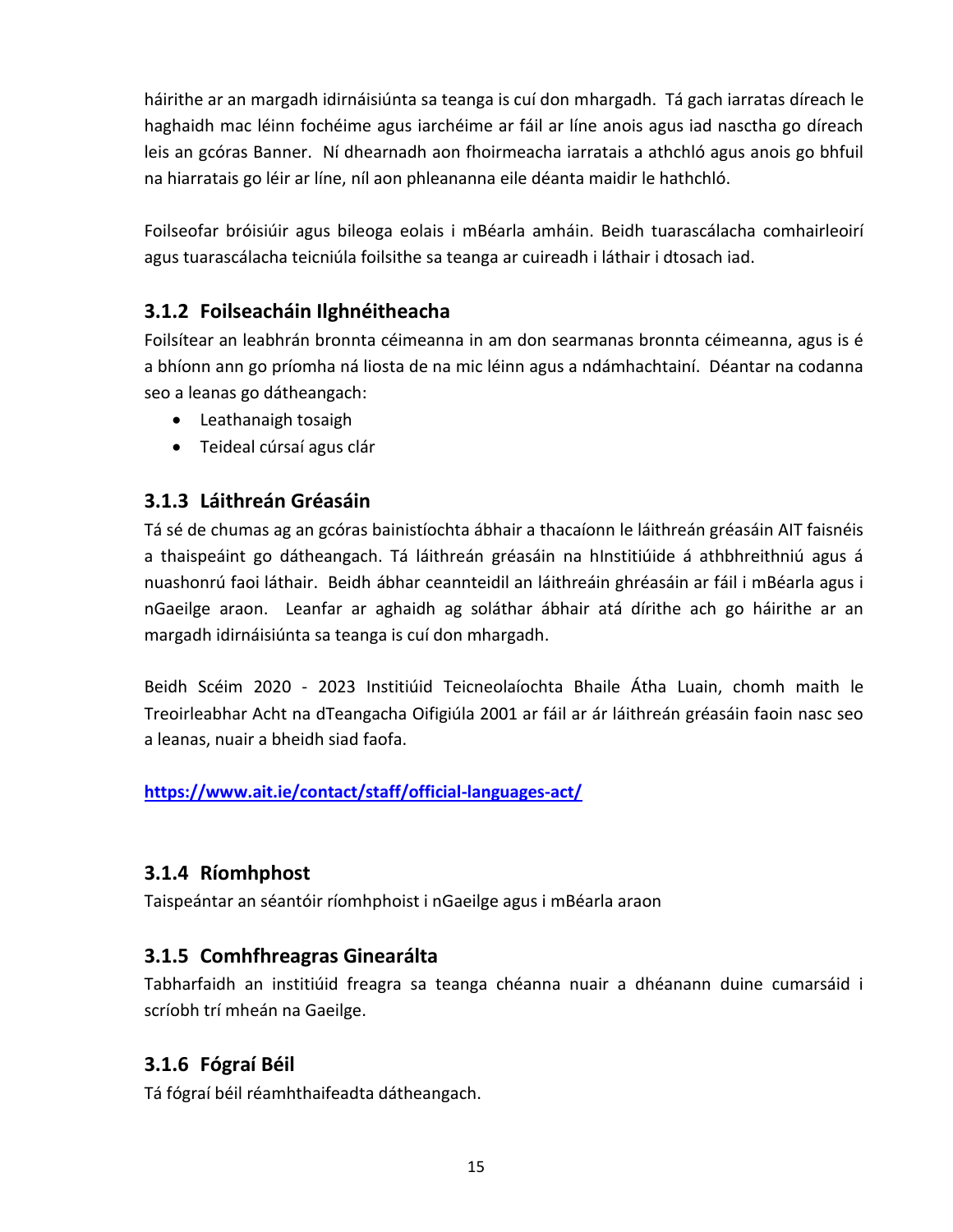háirithe ar an margadh idirnáisiúnta sa teanga is cuí don mhargadh. Tá gach iarratas díreach le haghaidh mac léinn fochéime agus iarchéime ar fáil ar líne anois agus iad nasctha go díreach leis an gcóras Banner. Ní dhearnadh aon fhoirmeacha iarratais a athchló agus anois go bhfuil na hiarratais go léir ar líne, níl aon phleananna eile déanta maidir le hathchló.

Foilseofar bróisiúir agus bileoga eolais i mBéarla amháin. Beidh tuarascálacha comhairleoirí agus tuarascálacha teicniúla foilsithe sa teanga ar cuireadh i láthair i dtosach iad.

### 3.1.2 Foilseacháin Ilghnéitheacha

Foilsítear an leabhrán bronnta céimeanna in am don searmanas bronnta céimeanna, agus is é a bhíonn ann go príomha ná liosta de na mic léinn agus a ndámhachtainí. Déantar na codanna seo a leanas go dátheangach:

- Leathanaigh tosaigh
- Teideal cúrsaí agus clár

### 3.1.3 Láithreán Gréasáin

Tá sé de chumas ag an gcóras bainistíochta ábhair a thacaíonn le láithreán gréasáin AIT faisnéis a thaispeáint go dátheangach. Tá láithreán gréasáin na hInstitiúide á athbhreithniú agus á nuashonrú faoi láthair. Beidh ábhar ceannteidil an láithreáin ghréasáin ar fáil i mBéarla agus i nGaeilge araon. Leanfar ar aghaidh ag soláthar ábhair atá dírithe ach go háirithe ar an margadh idirnáisiúnta sa teanga is cuí don mhargadh.

Beidh Scéim 2020 - 2023 Institiúid Teicneolaíochta Bhaile Átha Luain, chomh maith le Treoirleabhar Acht na dTeangacha Oifigiúla 2001 ar fáil ar ár láithreán gréasáin faoin nasc seo a leanas, nuair a bheidh siad faofa.

**https://www.ait.ie/contact/staff/official-languages-act/**

### 3.1.4 Ríomhphost

Taispeántar an séantóir ríomhphoist i nGaeilge agus i mBéarla araon

### 3.1.5 Comhfhreagras Ginearálta

Tabharfaidh an institiúid freagra sa teanga chéanna nuair a dhéanann duine cumarsáid i scríobh trí mheán na Gaeilge.

### 3.1.6 Fógraí Béil

Tá fógraí béil réamhthaifeadta dátheangach.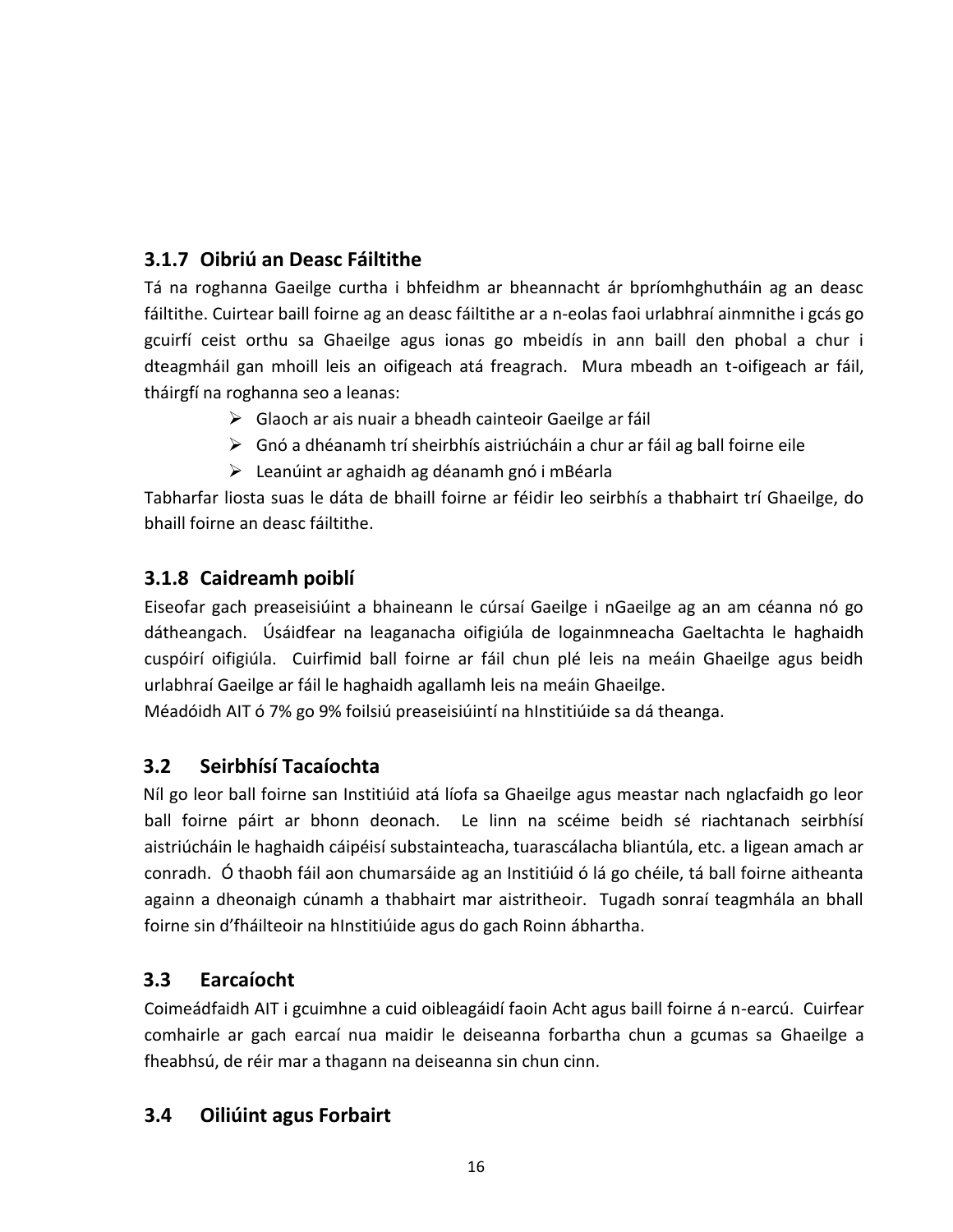### 3.1.7 Oibriú an Deasc Fáiltithe

Tá na roghanna Gaeilge curtha i bhfeidhm ar bheannacht ár bpríomhghutháin ag an deasc fáiltithe. Cuirtear baill foirne ag an deasc fáiltithe ar a n-eolas faoi urlabhraí ainmnithe i gcás go gcuirfí ceist orthu sa Ghaeilge agus ionas go mbeidís in ann baill den phobal a chur i dteagmháil gan mhoill leis an oifigeach atá freagrach. Mura mbeadh an t-oifigeach ar fáil, tháirgfí na roghanna seo a leanas:

- Glaoch ar ais nuair a bheadh cainteoir Gaeilge ar fáil
- Gnó a dhéanamh trí sheirbhís aistriúcháin a chur ar fáil ag ball foirne eile
- Leanúint ar aghaidh ag déanamh gnó i mBéarla

Tabharfar liosta suas le dáta de bhaill foirne ar féidir leo seirbhís a thabhairt trí Ghaeilge, do bhaill foirne an deasc fáiltithe.

### 3.1.8 Caidreamh poiblí

Eiseofar gach preaseisiúint a bhaineann le cúrsaí Gaeilge i nGaeilge ag an am céanna nó go dátheangach. Úsáidfear na leaganacha oifigiúla de logainmneacha Gaeltachta le haghaidh cuspóirí oifigiúla. Cuirfimid ball foirne ar fáil chun plé leis na meáin Ghaeilge agus beidh urlabhraí Gaeilge ar fáil le haghaidh agallamh leis na meáin Ghaeilge.

Méadóidh AIT ó 7% go 9% foilsiú preaseisiúintí na hInstitiúide sa dá theanga.

## 3.2 Seirbhísí Tacaíochta

Níl go leor ball foirne san Institiúid atá líofa sa Ghaeilge agus meastar nach nglacfaidh go leor ball foirne páirt ar bhonn deonach. Le linn na scéime beidh sé riachtanach seirbhísí aistriúcháin le haghaidh cáipéisí substainteacha, tuarascálacha bliantúla, etc. a ligean amach ar conradh. Ó thaobh fáil aon chumarsáide ag an Institiúid ó lá go chéile, tá ball foirne aitheanta againn a dheonaigh cúnamh a thabhairt mar aistritheoir. Tugadh sonraí teagmhála an bhall foirne sin d'fháilteoir na hInstitiúide agus do gach Roinn ábhartha.

## 3.3 Earcaíocht

Coimeádfaidh AIT i gcuimhne a cuid oibleagáidí faoin Acht agus baill foirne á n-earcú. Cuirfear comhairle ar gach earcaí nua maidir le deiseanna forbartha chun a gcumas sa Ghaeilge a fheabhsú, de réir mar a thagann na deiseanna sin chun cinn.

## 3.4 Oiliúint agus Forbairt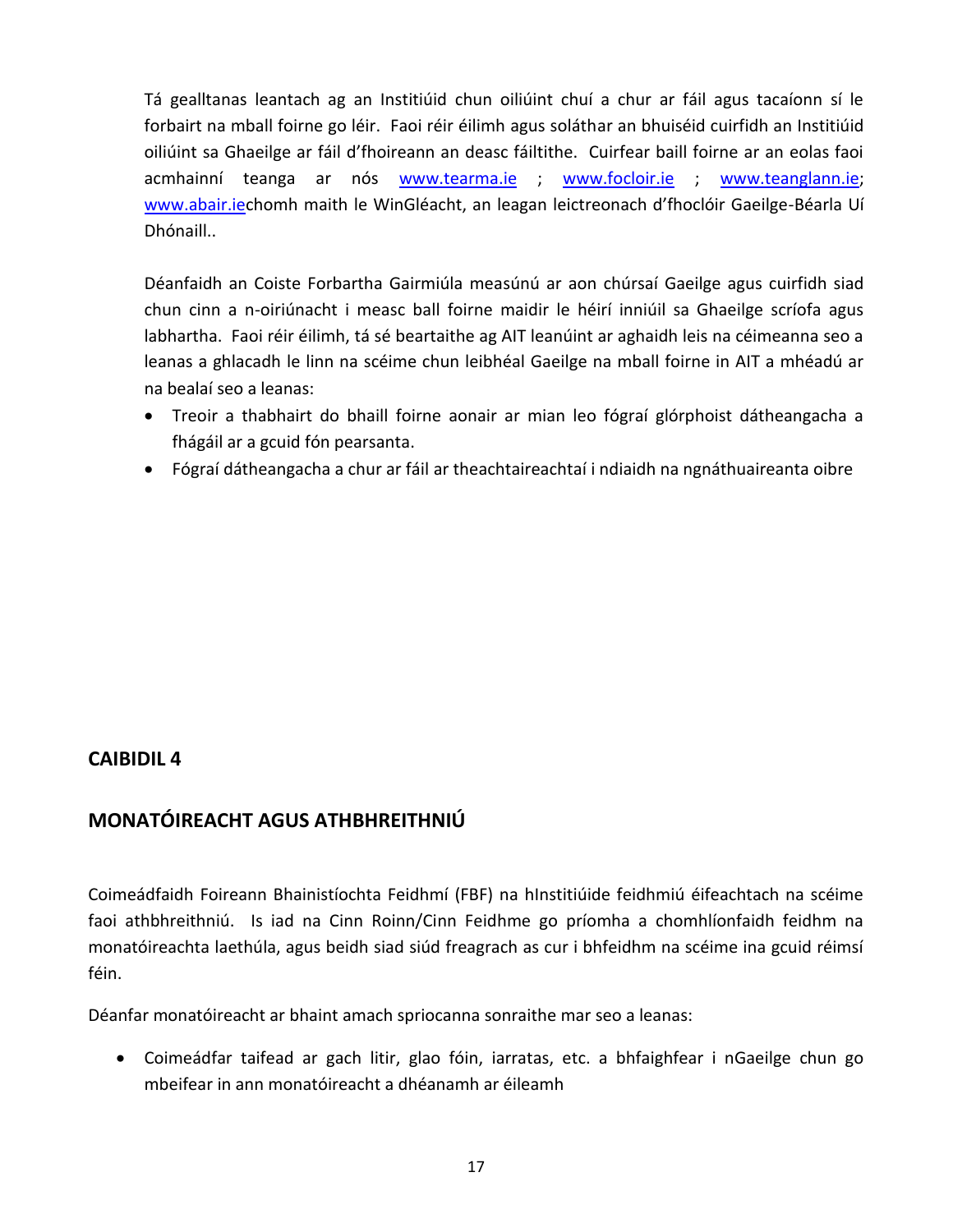Tá gealltanas leantach ag an Institiúid chun oiliúint chuí a chur ar fáil agus tacaíonn sí le forbairt na mball foirne go léir. Faoi réir éilimh agus soláthar an bhuiséid cuirfidh an Institiúid oiliúint sa Ghaeilge ar fáil d'fhoireann an deasc fáiltithe. Cuirfear baill foirne ar an eolas faoi acmhainní teanga ar nós www.tearma.ie ; www.focloir.ie ; www.teanglann.ie; www.abair.iechomh maith le WinGléacht, an leagan leictreonach d'fhoclóir Gaeilge-Béarla Uí Dhónaill..

Déanfaidh an Coiste Forbartha Gairmiúla measúnú ar aon chúrsaí Gaeilge agus cuirfidh siad chun cinn a n-oiriúnacht i measc ball foirne maidir le héirí inniúil sa Ghaeilge scríofa agus labhartha. Faoi réir éilimh, tá sé beartaithe ag AIT leanúint ar aghaidh leis na céimeanna seo a leanas a ghlacadh le linn na scéime chun leibhéal Gaeilge na mball foirne in AIT a mhéadú ar na bealaí seo a leanas:

- Treoir a thabhairt do bhaill foirne aonair ar mian leo fógraí glórphoist dátheangacha a fhágáil ar a gcuid fón pearsanta.
- Fógraí dátheangacha a chur ar fáil ar theachtaireachtaí i ndiaidh na ngnáthuaireanta oibre

## CAIBIDIL 4

## MONATÓIREACHT AGUS ATHBHREITHNIÚ

Coimeádfaidh Foireann Bhainistíochta Feidhmí (FBF) na hInstitiúide feidhmiú éifeachtach na scéime faoi athbhreithniú. Is iad na Cinn Roinn/Cinn Feidhme go príomha a chomhlíonfaidh feidhm na monatóireachta laethúla, agus beidh siad siúd freagrach as cur i bhfeidhm na scéime ina gcuid réimsí féin.

Déanfar monatóireacht ar bhaint amach spriocanna sonraithe mar seo a leanas:

- Coimeádfar taifead ar gach litir, glao fóin, iarratas, etc. a bhfaighfear i nGaeilge chun go mbeifear in ann monatóireacht a dhéanamh ar éileamh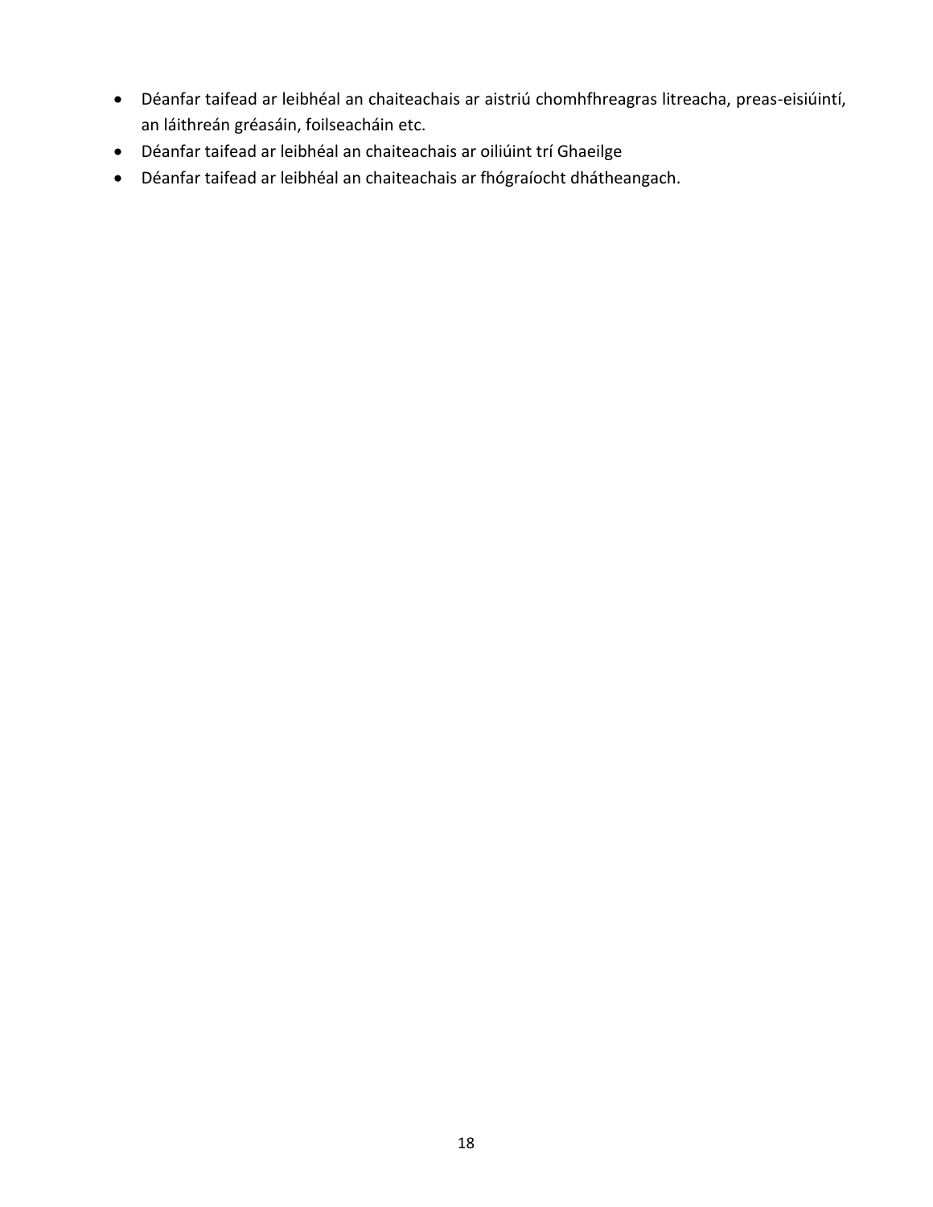- Déanfar taifead ar leibhéal an chaiteachais ar aistriú chomhfhreagras litreacha, preas-eisiúintí, an láithreán gréasáin, foilseacháin etc.
- Déanfar taifead ar leibhéal an chaiteachais ar oiliúint trí Ghaeilge
- Déanfar taifead ar leibhéal an chaiteachais ar fhógraíocht dhátheangach.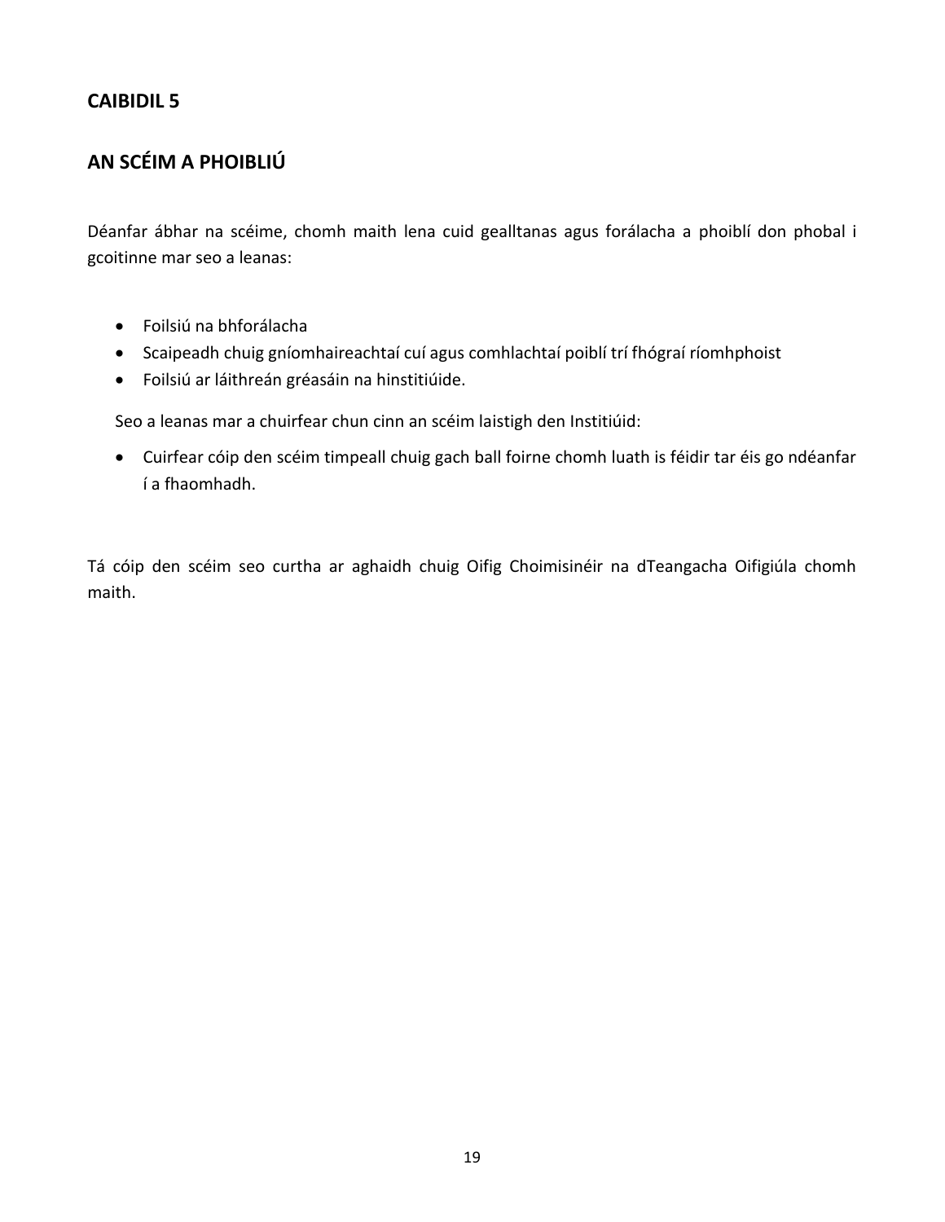## CAIBIDIL 5

## AN SCÉIM A PHOIBLIÚ

Déanfar ábhar na scéime, chomh maith lena cuid gealltanas agus forálacha a phoiblí don phobal i gcoitinne mar seo a leanas:

- Foilsiú na bhforálacha
- Scaipeadh chuig gníomhaireachtaí cuí agus comhlachtaí poiblí trí fhógraí ríomhphoist
- Foilsiú ar láithreán gréasáin na hinstitiúide.

Seo a leanas mar a chuirfear chun cinn an scéim laistigh den Institiúid:

- Cuirfear cóip den scéim timpeall chuig gach ball foirne chomh luath is féidir tar éis go ndéanfar í a fhaomhadh.

Tá cóip den scéim seo curtha ar aghaidh chuig Oifig Choimisinéir na dTeangacha Oifigiúla chomh maith.